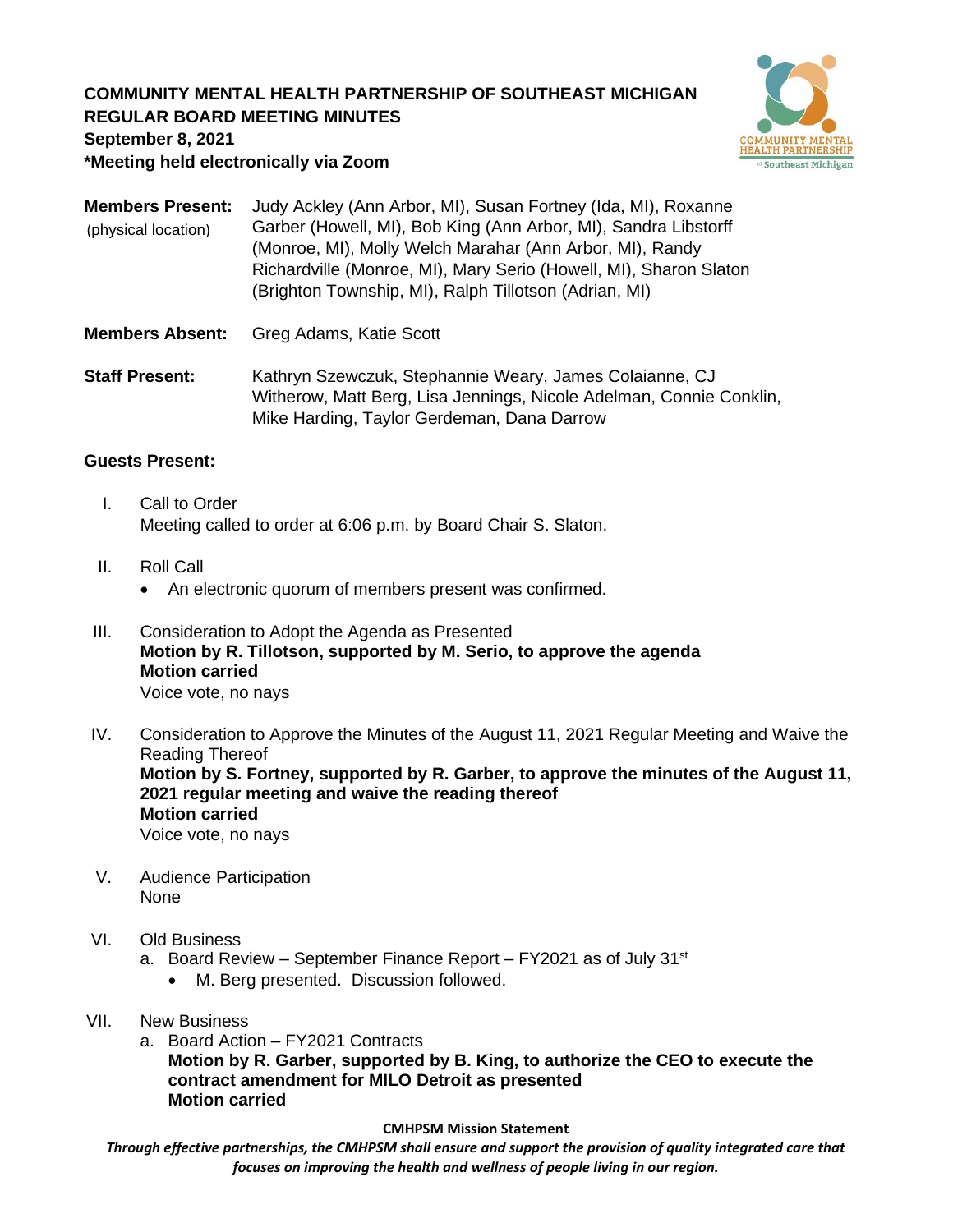**COMMUNITY MENTAL HEALTH PARTNERSHIP OF SOUTHEAST MICHIGAN**
**REGULAR BOARD MEETING MINUTES**
**September 8, 2021**
***Meeting held electronically via Zoom**

**Members Present:** (physical location) Judy Ackley (Ann Arbor, MI), Susan Fortney (Ida, MI), Roxanne Garber (Howell, MI), Bob King (Ann Arbor, MI), Sandra Libstorff (Monroe, MI), Molly Welch Marahar (Ann Arbor, MI), Randy Richardville (Monroe, MI), Mary Serio (Howell, MI), Sharon Slaton (Brighton Township, MI), Ralph Tillotson (Adrian, MI)

**Members Absent:** Greg Adams, Katie Scott

**Staff Present:** Kathryn Szewczuk, Stephannie Weary, James Colaianne, CJ Witherow, Matt Berg, Lisa Jennings, Nicole Adelman, Connie Conklin, Mike Harding, Taylor Gerdeman, Dana Darrow

**Guests Present:**

I. Call to Order
   Meeting called to order at 6:06 p.m. by Board Chair S. Slaton.

II. Roll Call
   - An electronic quorum of members present was confirmed.

III. Consideration to Adopt the Agenda as Presented
   **Motion by R. Tillotson, supported by M. Serio, to approve the agenda**
   **Motion carried**
   Voice vote, no nays

IV. Consideration to Approve the Minutes of the August 11, 2021 Regular Meeting and Waive the Reading Thereof
   **Motion by S. Fortney, supported by R. Garber, to approve the minutes of the August 11, 2021 regular meeting and waive the reading thereof**
   **Motion carried**
   Voice vote, no nays

V. Audience Participation
   None

VI. Old Business
   a. Board Review – September Finance Report – FY2021 as of July 31st
      - M. Berg presented. Discussion followed.

VII. New Business
   a. Board Action – FY2021 Contracts
      **Motion by R. Garber, supported by B. King, to authorize the CEO to execute the contract amendment for MILO Detroit as presented**
      **Motion carried**

**CMHPSM Mission Statement**
*Through effective partnerships, the CMHPSM shall ensure and support the provision of quality integrated care that focuses on improving the health and wellness of people living in our region.*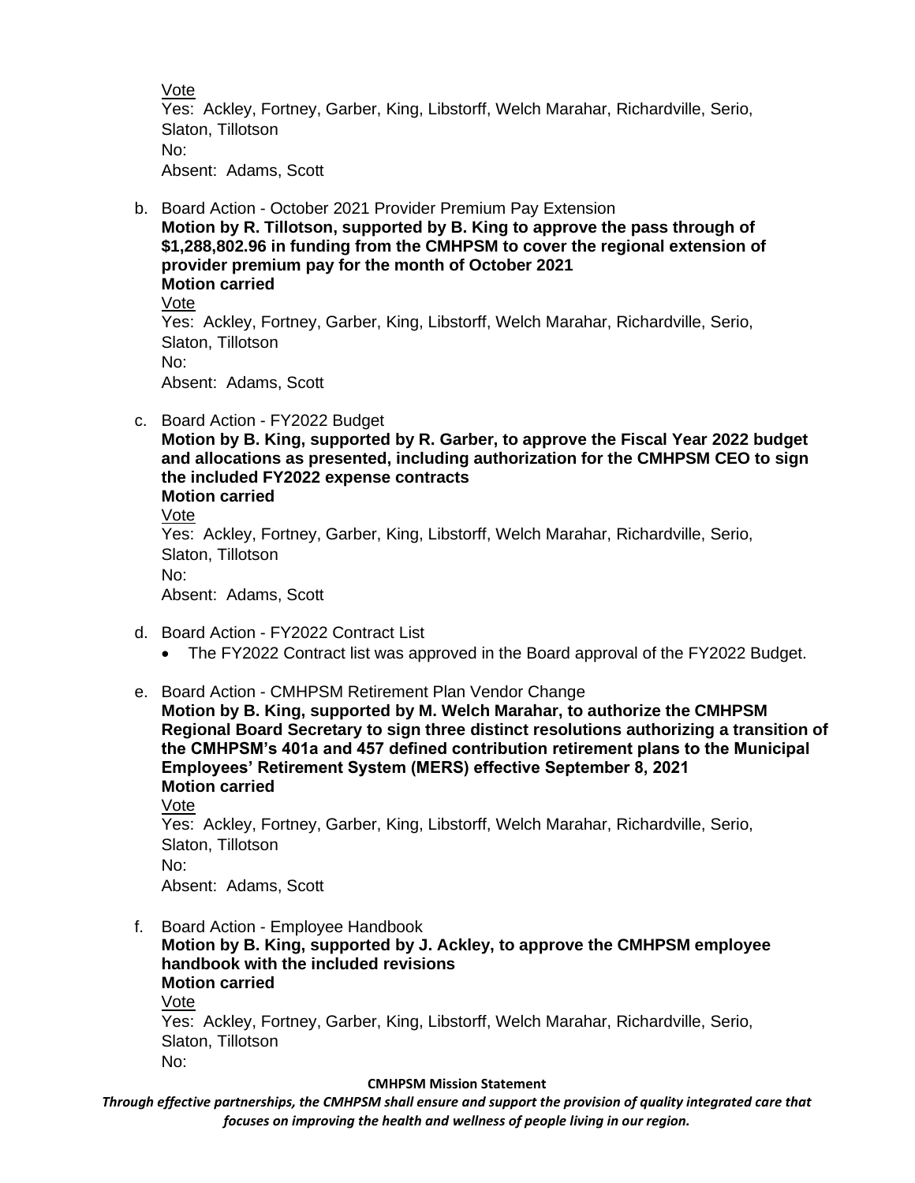Vote
Yes: Ackley, Fortney, Garber, King, Libstorff, Welch Marahar, Richardville, Serio, Slaton, Tillotson
No:
Absent: Adams, Scott

b. Board Action - October 2021 Provider Premium Pay Extension
**Motion by R. Tillotson, supported by B. King to approve the pass through of $1,288,802.96 in funding from the CMHPSM to cover the regional extension of provider premium pay for the month of October 2021**
**Motion carried**
Vote
Yes: Ackley, Fortney, Garber, King, Libstorff, Welch Marahar, Richardville, Serio, Slaton, Tillotson
No:
Absent: Adams, Scott

c. Board Action - FY2022 Budget
**Motion by B. King, supported by R. Garber, to approve the Fiscal Year 2022 budget and allocations as presented, including authorization for the CMHPSM CEO to sign the included FY2022 expense contracts**
**Motion carried**
Vote
Yes: Ackley, Fortney, Garber, King, Libstorff, Welch Marahar, Richardville, Serio, Slaton, Tillotson
No:
Absent: Adams, Scott

d. Board Action - FY2022 Contract List
- The FY2022 Contract list was approved in the Board approval of the FY2022 Budget.

e. Board Action - CMHPSM Retirement Plan Vendor Change
**Motion by B. King, supported by M. Welch Marahar, to authorize the CMHPSM Regional Board Secretary to sign three distinct resolutions authorizing a transition of the CMHPSM's 401a and 457 defined contribution retirement plans to the Municipal Employees' Retirement System (MERS) effective September 8, 2021**
**Motion carried**
Vote
Yes: Ackley, Fortney, Garber, King, Libstorff, Welch Marahar, Richardville, Serio, Slaton, Tillotson
No:
Absent: Adams, Scott

f. Board Action - Employee Handbook
**Motion by B. King, supported by J. Ackley, to approve the CMHPSM employee handbook with the included revisions**
**Motion carried**
Vote
Yes: Ackley, Fortney, Garber, King, Libstorff, Welch Marahar, Richardville, Serio, Slaton, Tillotson
No: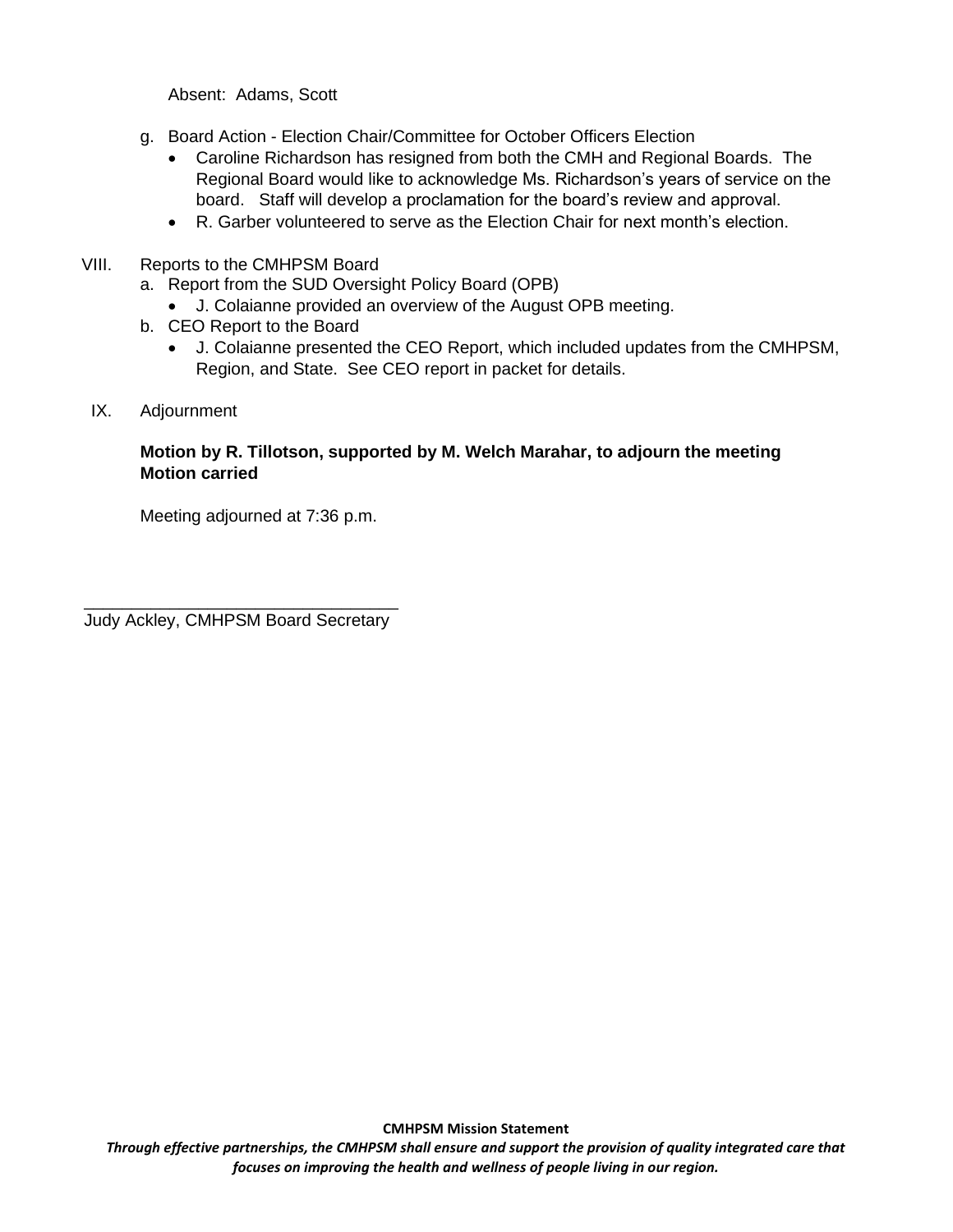Absent: Adams, Scott

g. Board Action - Election Chair/Committee for October Officers Election
   - Caroline Richardson has resigned from both the CMH and Regional Boards. The Regional Board would like to acknowledge Ms. Richardson's years of service on the board. Staff will develop a proclamation for the board's review and approval.
   - R. Garber volunteered to serve as the Election Chair for next month's election.

VIII. Reports to the CMHPSM Board

a. Report from the SUD Oversight Policy Board (OPB)
   - J. Colaianne provided an overview of the August OPB meeting.

b. CEO Report to the Board
   - J. Colaianne presented the CEO Report, which included updates from the CMHPSM, Region, and State. See CEO report in packet for details.

IX. Adjournment

**Motion by R. Tillotson, supported by M. Welch Marahar, to adjourn the meeting**
**Motion carried**

Meeting adjourned at 7:36 p.m.

\_\_\_\_\_\_\_\_\_\_\_\_\_\_\_\_\_\_\_\_\_\_\_\_\_\_\_\_\_\_\_\_
Judy Ackley, CMHPSM Board Secretary

**CMHPSM Mission Statement**

***Through effective partnerships, the CMHPSM shall ensure and support the provision of quality integrated care that focuses on improving the health and wellness of people living in our region.***